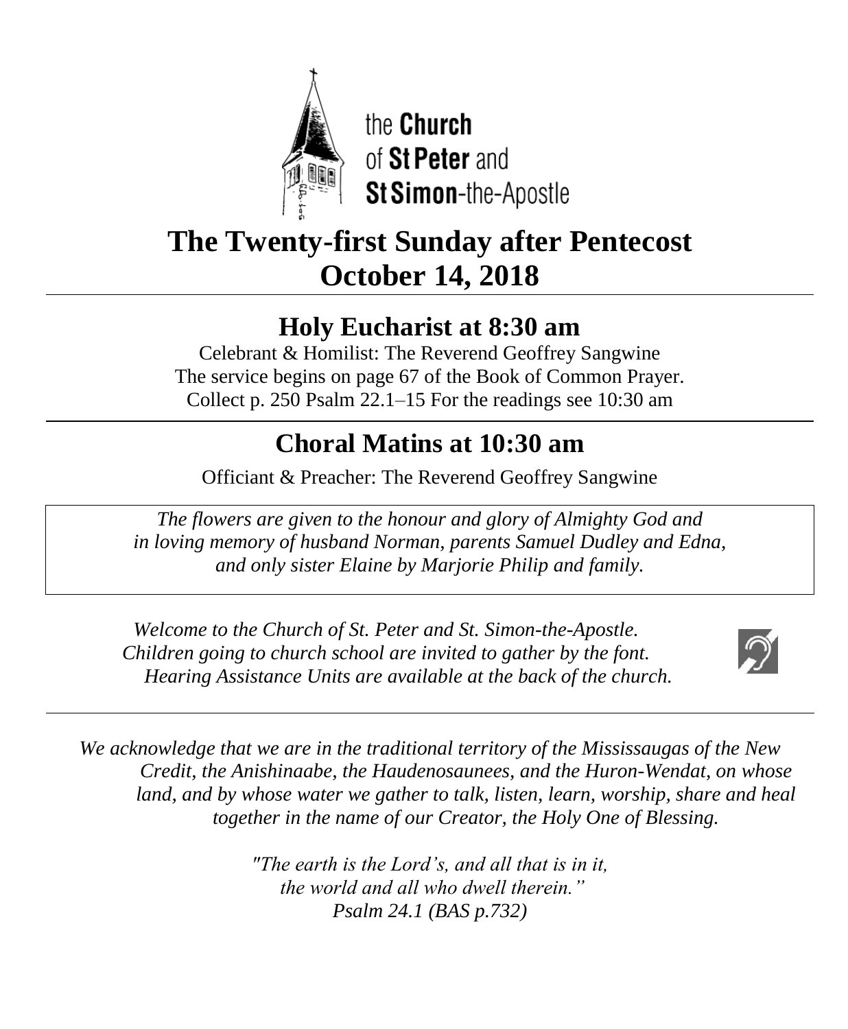the **Church**
of **St Peter** and
**St Simon**-the-Apostle

# The Twenty-first Sunday after Pentecost
# October 14, 2018

## Holy Eucharist at 8:30 am

Celebrant & Homilist: The Reverend Geoffrey Sangwine
The service begins on page 67 of the Book of Common Prayer.
Collect p. 250 Psalm 22.1–15 For the readings see 10:30 am

## Choral Matins at 10:30 am

Officiant & Preacher: The Reverend Geoffrey Sangwine

*The flowers are given to the honour and glory of Almighty God and in loving memory of husband Norman, parents Samuel Dudley and Edna, and only sister Elaine by Marjorie Philip and family.*

*Welcome to the Church of St. Peter and St. Simon-the-Apostle.*
*Children going to church school are invited to gather by the font.*
*Hearing Assistance Units are available at the back of the church.*

*We acknowledge that we are in the traditional territory of the Mississaugas of the New Credit, the Anishinaabe, the Haudenosaunees, and the Huron-Wendat, on whose land, and by whose water we gather to talk, listen, learn, worship, share and heal together in the name of our Creator, the Holy One of Blessing.*

*"The earth is the Lord's, and all that is in it,*
*the world and all who dwell therein."*
*Psalm 24.1 (BAS p.732)*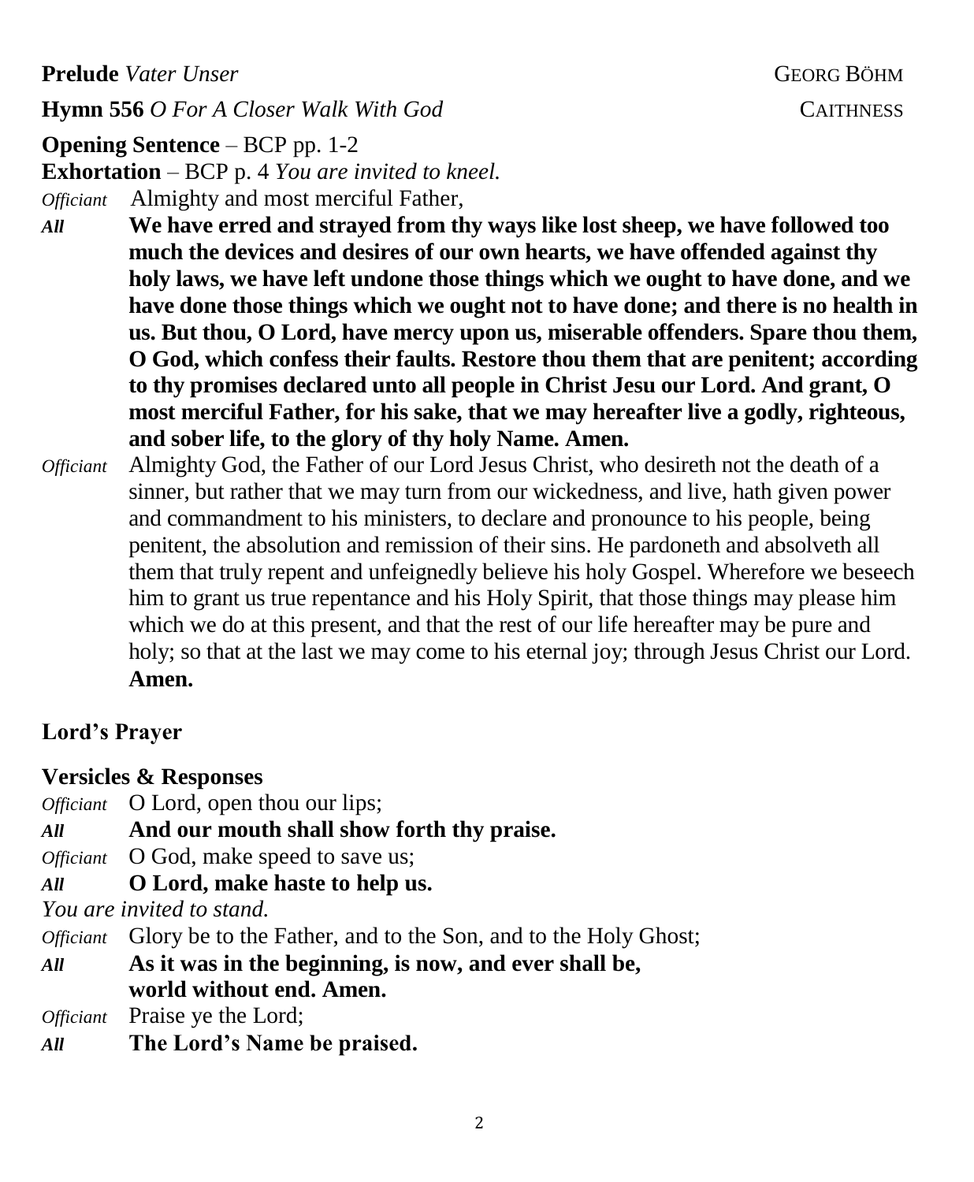**Prelude** *Vater Unser* GEORG BÖHM

**Hymn 556** *O For A Closer Walk With God* CAITHNESS

**Opening Sentence** – BCP pp. 1-2

**Exhortation** – BCP p. 4 *You are invited to kneel.*

*Officiant* Almighty and most merciful Father,

***All*** **We have erred and strayed from thy ways like lost sheep, we have followed too much the devices and desires of our own hearts, we have offended against thy holy laws, we have left undone those things which we ought to have done, and we have done those things which we ought not to have done; and there is no health in us. But thou, O Lord, have mercy upon us, miserable offenders. Spare thou them, O God, which confess their faults. Restore thou them that are penitent; according to thy promises declared unto all people in Christ Jesu our Lord. And grant, O most merciful Father, for his sake, that we may hereafter live a godly, righteous, and sober life, to the glory of thy holy Name. Amen.**

*Officiant* Almighty God, the Father of our Lord Jesus Christ, who desireth not the death of a sinner, but rather that we may turn from our wickedness, and live, hath given power and commandment to his ministers, to declare and pronounce to his people, being penitent, the absolution and remission of their sins. He pardoneth and absolveth all them that truly repent and unfeignedly believe his holy Gospel. Wherefore we beseech him to grant us true repentance and his Holy Spirit, that those things may please him which we do at this present, and that the rest of our life hereafter may be pure and holy; so that at the last we may come to his eternal joy; through Jesus Christ our Lord. **Amen.**

**Lord's Prayer**

**Versicles & Responses**

*Officiant* O Lord, open thou our lips;

***All*** **And our mouth shall show forth thy praise.**

*Officiant* O God, make speed to save us;

***All*** **O Lord, make haste to help us.**

*You are invited to stand.*

*Officiant* Glory be to the Father, and to the Son, and to the Holy Ghost;

***All*** **As it was in the beginning, is now, and ever shall be, world without end. Amen.**

*Officiant* Praise ye the Lord;

***All*** **The Lord's Name be praised.**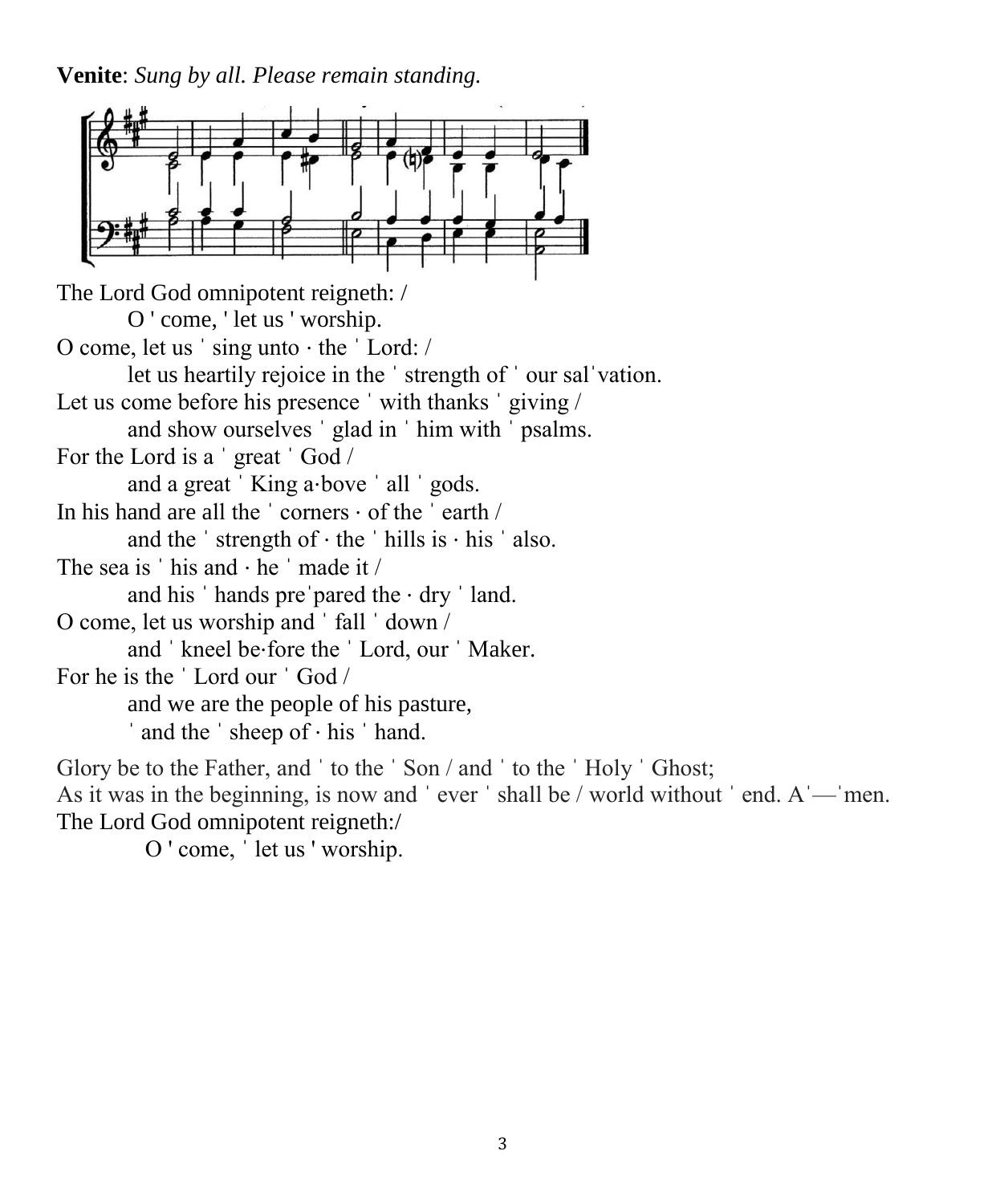**Venite**: *Sung by all. Please remain standing.*

The Lord God omnipotent reigneth: /
O ' come, ' let us ' worship.

O come, let us ˈ sing unto · the ˈ Lord: /
let us heartily rejoice in the ˈ strength of ˈ our salˈvation.

Let us come before his presence ˈ with thanks ˈ giving /
and show ourselves ˈ glad in ˈ him with ˈ psalms.

For the Lord is a ˈ great ˈ God /
and a great ˈ King a·bove ˈ all ˈ gods.

In his hand are all the ˈ corners · of the ˈ earth /
and the ˈ strength of · the ˈ hills is · his ˈ also.

The sea is ˈ his and · he ˈ made it /
and his ˈ hands preˈpared the · dry ˈ land.

O come, let us worship and ˈ fall ˈ down /
and ˈ kneel be·fore the ˈ Lord, our ˈ Maker.

For he is the ˈ Lord our ˈ God /
and we are the people of his pasture,
ˈ and the ˈ sheep of · his ˈ hand.

Glory be to the Father, and ˈ to the ˈ Son / and ˈ to the ˈ Holy ˈ Ghost;
As it was in the beginning, is now and ˈ ever ˈ shall be / world without ˈ end. Aˈ—ˈmen.
The Lord God omnipotent reigneth:/
O ' come, ˈ let us ' worship.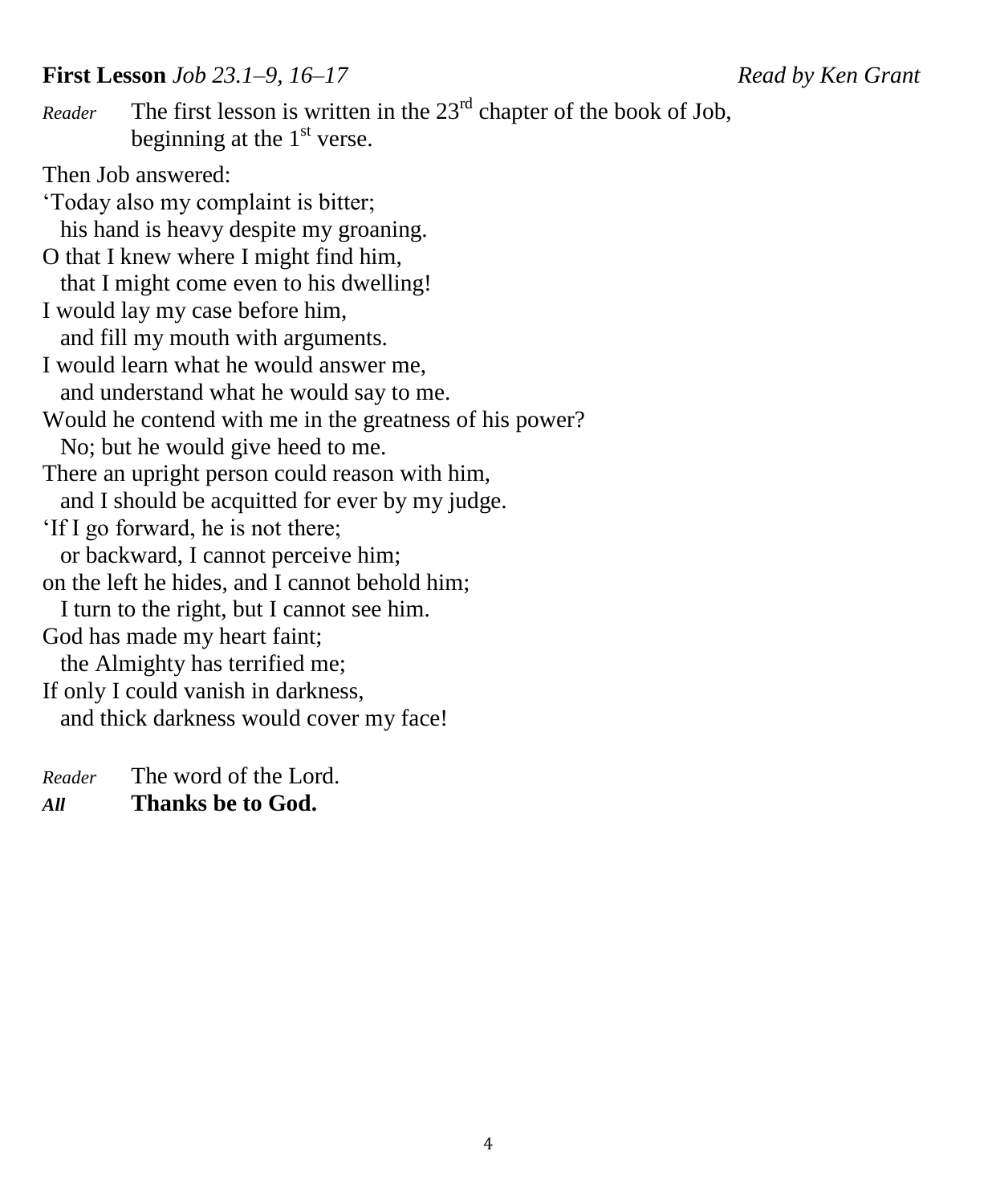**First Lesson** *Job 23.1–9, 16–17* *Read by Ken Grant*

*Reader* The first lesson is written in the 23rd chapter of the book of Job, beginning at the 1st verse.

Then Job answered:
'Today also my complaint is bitter;
  his hand is heavy despite my groaning.
O that I knew where I might find him,
  that I might come even to his dwelling!
I would lay my case before him,
  and fill my mouth with arguments.
I would learn what he would answer me,
  and understand what he would say to me.
Would he contend with me in the greatness of his power?
  No; but he would give heed to me.
There an upright person could reason with him,
  and I should be acquitted for ever by my judge.
'If I go forward, he is not there;
  or backward, I cannot perceive him;
on the left he hides, and I cannot behold him;
  I turn to the right, but I cannot see him.
God has made my heart faint;
  the Almighty has terrified me;
If only I could vanish in darkness,
  and thick darkness would cover my face!

*Reader* The word of the Lord.
***All*** **Thanks be to God.**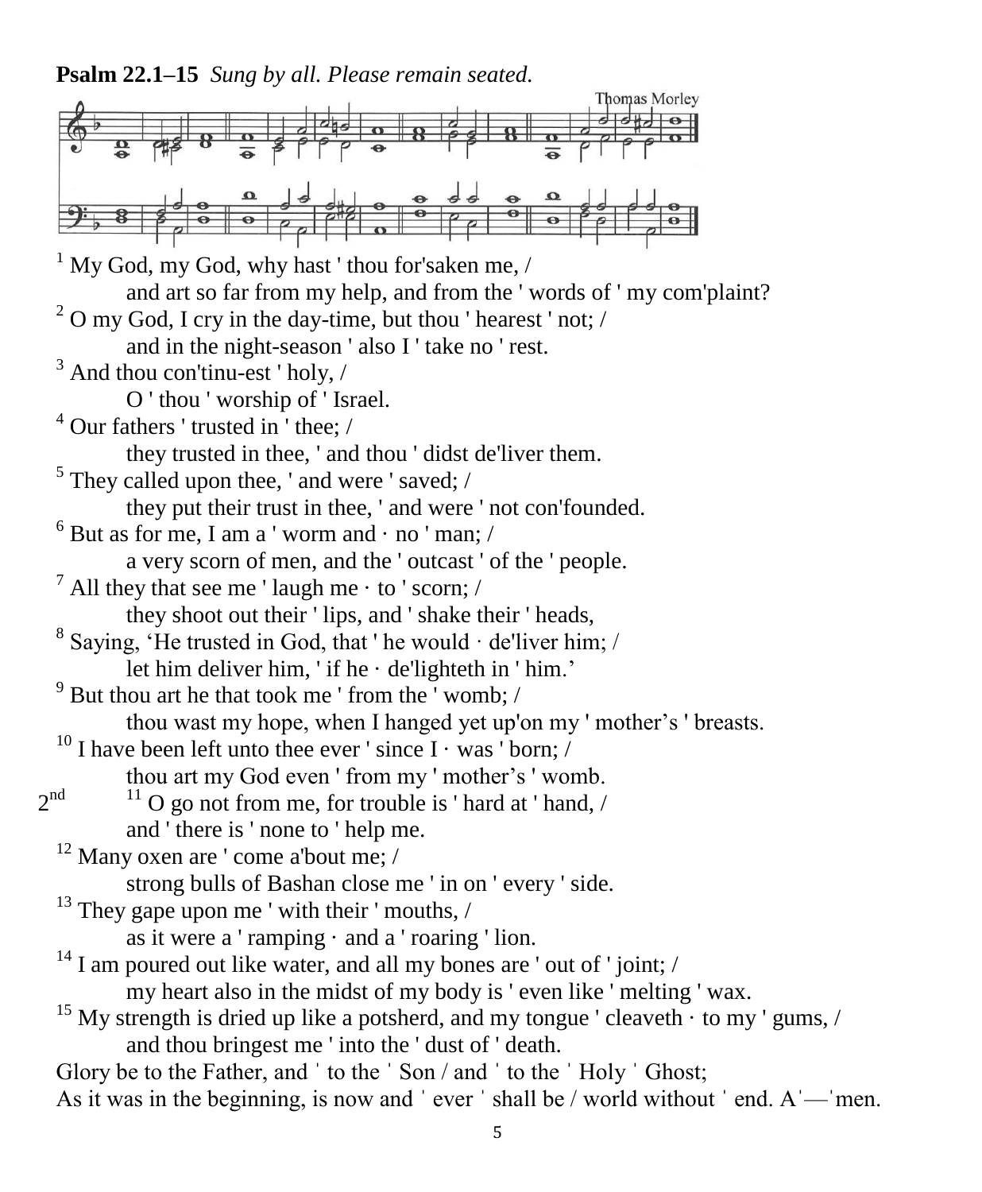**Psalm 22.1–15** *Sung by all. Please remain seated.*

Thomas Morley

[1] My God, my God, why hast ' thou for'saken me, /
and art so far from my help, and from the ' words of ' my com'plaint?
[2] O my God, I cry in the day-time, but thou ' hearest ' not; /
and in the night-season ' also I ' take no ' rest.
[3] And thou con'tinu-est ' holy, /
O ' thou ' worship of ' Israel.
[4] Our fathers ' trusted in ' thee; /
they trusted in thee, ' and thou ' didst de'liver them.
[5] They called upon thee, ' and were ' saved; /
they put their trust in thee, ' and were ' not con'founded.
[6] But as for me, I am a ' worm and · no ' man; /
a very scorn of men, and the ' outcast ' of the ' people.
[7] All they that see me ' laugh me · to ' scorn; /
they shoot out their ' lips, and ' shake their ' heads,
[8] Saying, 'He trusted in God, that ' he would · de'liver him; /
let him deliver him, ' if he · de'lighteth in ' him.'
[9] But thou art he that took me ' from the ' womb; /
thou wast my hope, when I hanged yet up'on my ' mother's ' breasts.
[10] I have been left unto thee ever ' since I · was ' born; /
thou art my God even ' from my ' mother's ' womb.

2nd [11] O go not from me, for trouble is ' hard at ' hand, /
and ' there is ' none to ' help me.
[12] Many oxen are ' come a'bout me; /
strong bulls of Bashan close me ' in on ' every ' side.
[13] They gape upon me ' with their ' mouths, /
as it were a ' ramping · and a ' roaring ' lion.
[14] I am poured out like water, and all my bones are ' out of ' joint; /
my heart also in the midst of my body is ' even like ' melting ' wax.
[15] My strength is dried up like a potsherd, and my tongue ' cleaveth · to my ' gums, /
and thou bringest me ' into the ' dust of ' death.

Glory be to the Father, and ˈ to the ˈ Son / and ˈ to the ˈ Holy ˈ Ghost;
As it was in the beginning, is now and ˈ ever ˈ shall be / world without ˈ end. Aˈ—ˈmen.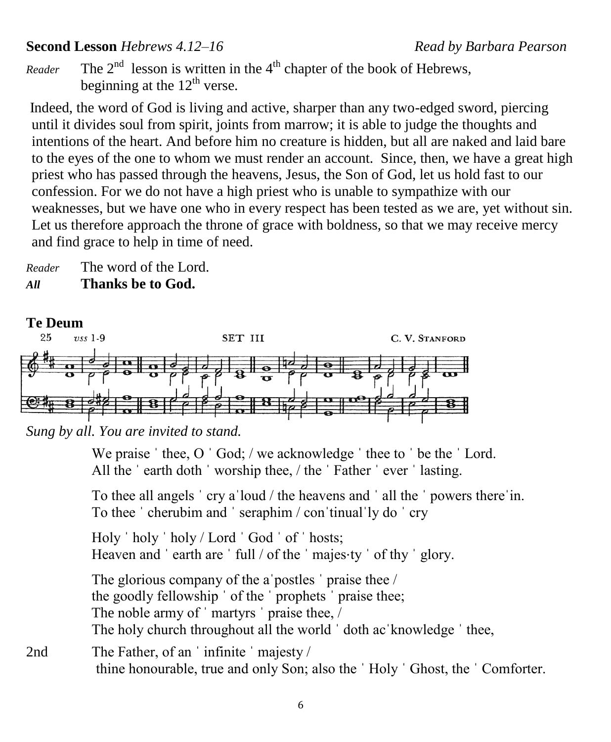**Second Lesson** *Hebrews 4.12–16* *Read by Barbara Pearson*

*Reader* The 2nd lesson is written in the 4th chapter of the book of Hebrews, beginning at the 12th verse.

Indeed, the word of God is living and active, sharper than any two-edged sword, piercing until it divides soul from spirit, joints from marrow; it is able to judge the thoughts and intentions of the heart. And before him no creature is hidden, but all are naked and laid bare to the eyes of the one to whom we must render an account. Since, then, we have a great high priest who has passed through the heavens, Jesus, the Son of God, let us hold fast to our confession. For we do not have a high priest who is unable to sympathize with our weaknesses, but we have one who in every respect has been tested as we are, yet without sin. Let us therefore approach the throne of grace with boldness, so that we may receive mercy and find grace to help in time of need.

*Reader* The word of the Lord.
***All*** **Thanks be to God.**

**Te Deum**

25 *vss* 1-9 SET III C. V. STANFORD

*Sung by all. You are invited to stand.*

We praise ˈ thee, O ˈ God; / we acknowledge ˈ thee to ˈ be the ˈ Lord.
All the ˈ earth doth ˈ worship thee, / the ˈ Father ˈ ever ˈ lasting.

To thee all angels ˈ cry aˈloud / the heavens and ˈ all the ˈ powers thereˈin.
To thee ˈ cherubim and ˈ seraphim / conˈtinualˈly do ˈ cry

Holy ˈ holy ˈ holy / Lord ˈ God ˈ of ˈ hosts;
Heaven and ˈ earth are ˈ full / of the ˈ majes·ty ˈ of thy ˈ glory.

The glorious company of the aˈpostles ˈ praise thee /
the goodly fellowship ˈ of the ˈ prophets ˈ praise thee;
The noble army of ˈ martyrs ˈ praise thee, /
The holy church throughout all the world ˈ doth acˈknowledge ˈ thee,

2nd The Father, of an ˈ infinite ˈ majesty /
thine honourable, true and only Son; also the ˈ Holy ˈ Ghost, the ˈ Comforter.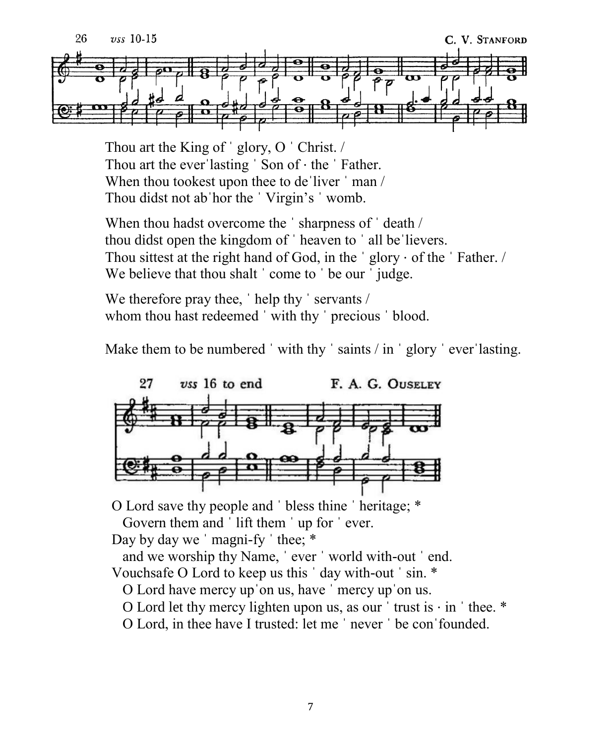26 *vss* 10-15 C. V. STANFORD

Thou art the King of ˈ glory, O ˈ Christ. /
Thou art the everˈlasting ˈ Son of · the ˈ Father.
When thou tookest upon thee to deˈliver ˈ man /
Thou didst not abˈhor the ˈ Virgin's ˈ womb.

When thou hadst overcome the ˈ sharpness of ˈ death /
thou didst open the kingdom of ˈ heaven to ˈ all beˈlievers.
Thou sittest at the right hand of God, in the ˈ glory · of the ˈ Father. /
We believe that thou shalt ˈ come to ˈ be our ˈ judge.

We therefore pray thee, ˈ help thy ˈ servants /
whom thou hast redeemed ˈ with thy ˈ precious ˈ blood.

Make them to be numbered ˈ with thy ˈ saints / in ˈ glory ˈ everˈlasting.

27 *vss* 16 to end F. A. G. OUSELEY

O Lord save thy people and ˈ bless thine ˈ heritage; *
Govern them and ˈ lift them ˈ up for ˈ ever.
Day by day we ˈ magni-fy ˈ thee; *
and we worship thy Name, ˈ ever ˈ world with-out ˈ end.
Vouchsafe O Lord to keep us this ˈ day with-out ˈ sin. *
O Lord have mercy upˈon us, have ˈ mercy upˈon us.
O Lord let thy mercy lighten upon us, as our ˈ trust is · in ˈ thee. *
O Lord, in thee have I trusted: let me ˈ never ˈ be conˈfounded.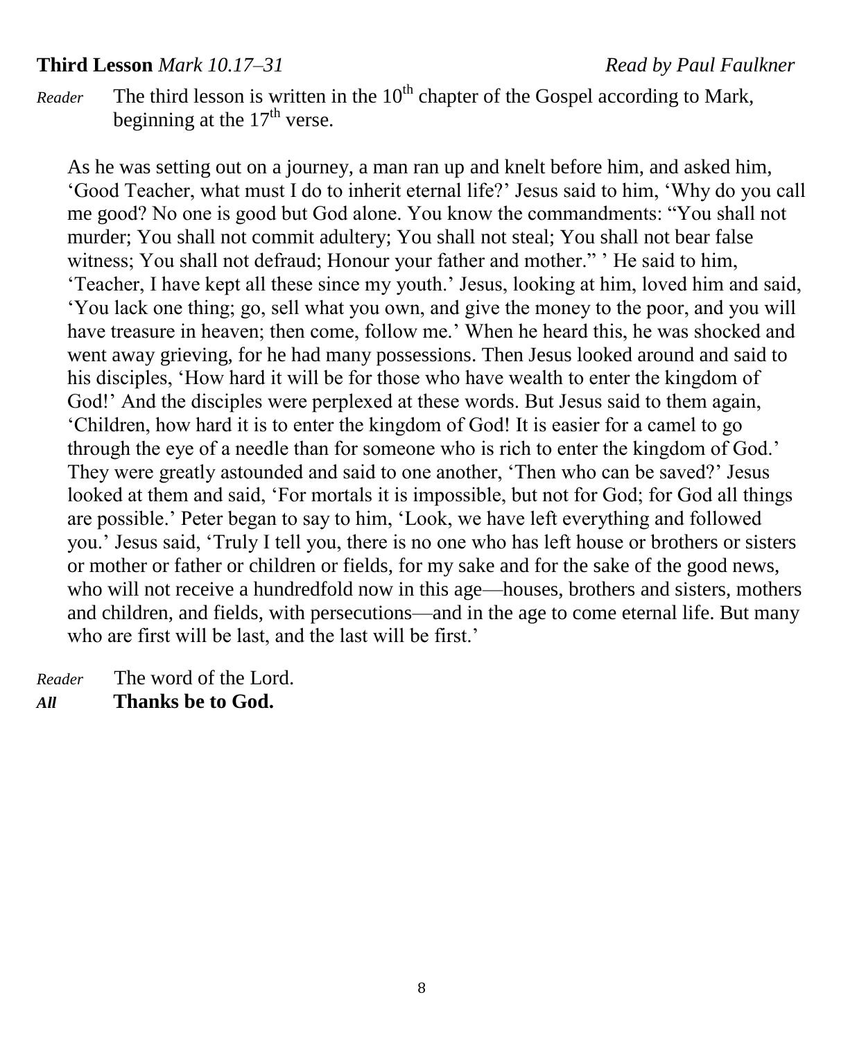**Third Lesson** *Mark 10.17–31* *Read by Paul Faulkner*

*Reader* The third lesson is written in the 10th chapter of the Gospel according to Mark, beginning at the 17th verse.

As he was setting out on a journey, a man ran up and knelt before him, and asked him, 'Good Teacher, what must I do to inherit eternal life?' Jesus said to him, 'Why do you call me good? No one is good but God alone. You know the commandments: "You shall not murder; You shall not commit adultery; You shall not steal; You shall not bear false witness; You shall not defraud; Honour your father and mother." ' He said to him, 'Teacher, I have kept all these since my youth.' Jesus, looking at him, loved him and said, 'You lack one thing; go, sell what you own, and give the money to the poor, and you will have treasure in heaven; then come, follow me.' When he heard this, he was shocked and went away grieving, for he had many possessions. Then Jesus looked around and said to his disciples, 'How hard it will be for those who have wealth to enter the kingdom of God!' And the disciples were perplexed at these words. But Jesus said to them again, 'Children, how hard it is to enter the kingdom of God! It is easier for a camel to go through the eye of a needle than for someone who is rich to enter the kingdom of God.' They were greatly astounded and said to one another, 'Then who can be saved?' Jesus looked at them and said, 'For mortals it is impossible, but not for God; for God all things are possible.' Peter began to say to him, 'Look, we have left everything and followed you.' Jesus said, 'Truly I tell you, there is no one who has left house or brothers or sisters or mother or father or children or fields, for my sake and for the sake of the good news, who will not receive a hundredfold now in this age—houses, brothers and sisters, mothers and children, and fields, with persecutions—and in the age to come eternal life. But many who are first will be last, and the last will be first.'

*Reader* The word of the Lord.
***All*** **Thanks be to God.**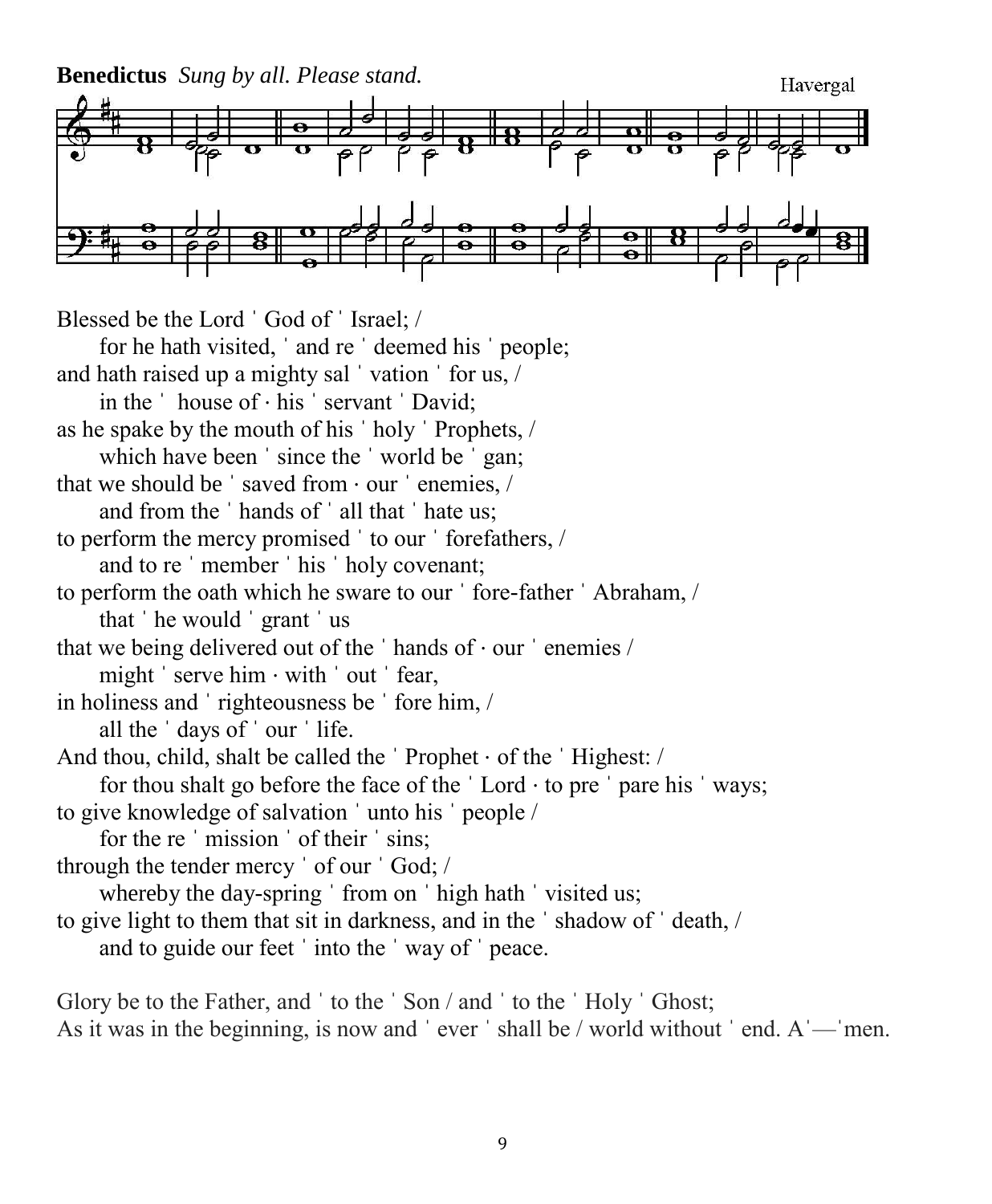**Benedictus** *Sung by all. Please stand.*

Havergal

Blessed be the Lord ˈ God of ˈ Israel; /
  for he hath visited, ˈ and re ˈ deemed his ˈ people;
and hath raised up a mighty sal ˈ vation ˈ for us, /
  in the ˈ house of · his ˈ servant ˈ David;
as he spake by the mouth of his ˈ holy ˈ Prophets, /
  which have been ˈ since the ˈ world be ˈ gan;
that we should be ˈ saved from · our ˈ enemies, /
  and from the ˈ hands of ˈ all that ˈ hate us;
to perform the mercy promised ˈ to our ˈ forefathers, /
  and to re ˈ member ˈ his ˈ holy covenant;
to perform the oath which he sware to our ˈ fore-father ˈ Abraham, /
  that ˈ he would ˈ grant ˈ us
that we being delivered out of the ˈ hands of · our ˈ enemies /
  might ˈ serve him · with ˈ out ˈ fear,
in holiness and ˈ righteousness be ˈ fore him, /
  all the ˈ days of ˈ our ˈ life.
And thou, child, shalt be called the ˈ Prophet · of the ˈ Highest: /
  for thou shalt go before the face of the ˈ Lord · to pre ˈ pare his ˈ ways;
to give knowledge of salvation ˈ unto his ˈ people /
  for the re ˈ mission ˈ of their ˈ sins;
through the tender mercy ˈ of our ˈ God; /
  whereby the day-spring ˈ from on ˈ high hath ˈ visited us;
to give light to them that sit in darkness, and in the ˈ shadow of ˈ death, /
  and to guide our feet ˈ into the ˈ way of ˈ peace.

Glory be to the Father, and ˈ to the ˈ Son / and ˈ to the ˈ Holy ˈ Ghost;
As it was in the beginning, is now and ˈ ever ˈ shall be / world without ˈ end. Aˈ—ˈmen.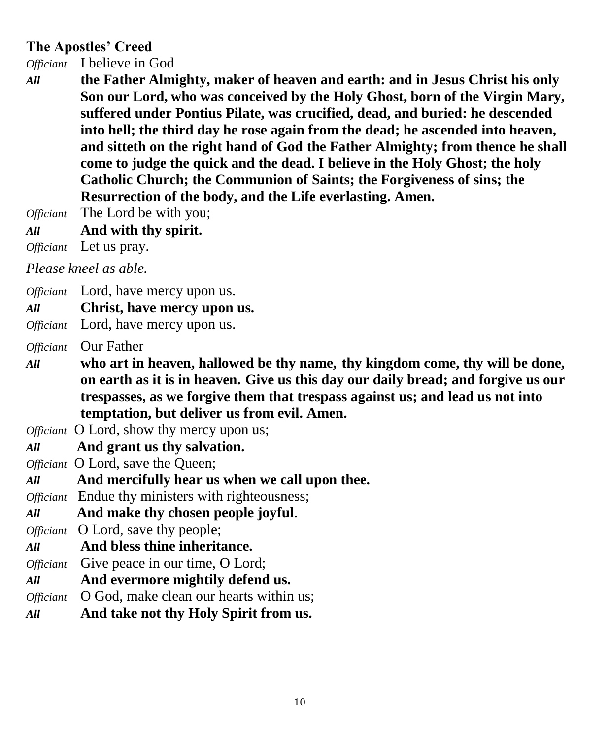**The Apostles' Creed**

*Officiant* I believe in God

*All* **the Father Almighty, maker of heaven and earth: and in Jesus Christ his only Son our Lord, who was conceived by the Holy Ghost, born of the Virgin Mary, suffered under Pontius Pilate, was crucified, dead, and buried: he descended into hell; the third day he rose again from the dead; he ascended into heaven, and sitteth on the right hand of God the Father Almighty; from thence he shall come to judge the quick and the dead. I believe in the Holy Ghost; the holy Catholic Church; the Communion of Saints; the Forgiveness of sins; the Resurrection of the body, and the Life everlasting. Amen.**

*Officiant* The Lord be with you;

*All* **And with thy spirit.**

*Officiant* Let us pray.

*Please kneel as able.*

*Officiant* Lord, have mercy upon us.

*All* **Christ, have mercy upon us.**

*Officiant* Lord, have mercy upon us.

*Officiant* Our Father

*All* **who art in heaven, hallowed be thy name, thy kingdom come, thy will be done, on earth as it is in heaven. Give us this day our daily bread; and forgive us our trespasses, as we forgive them that trespass against us; and lead us not into temptation, but deliver us from evil. Amen.**

*Officiant* O Lord, show thy mercy upon us;

*All* **And grant us thy salvation.**

*Officiant* O Lord, save the Queen;

*All* **And mercifully hear us when we call upon thee.**

*Officiant* Endue thy ministers with righteousness;

*All* **And make thy chosen people joyful**.

*Officiant* O Lord, save thy people;

*All* **And bless thine inheritance.**

*Officiant* Give peace in our time, O Lord;

*All* **And evermore mightily defend us.**

*Officiant* O God, make clean our hearts within us;

*All* **And take not thy Holy Spirit from us.**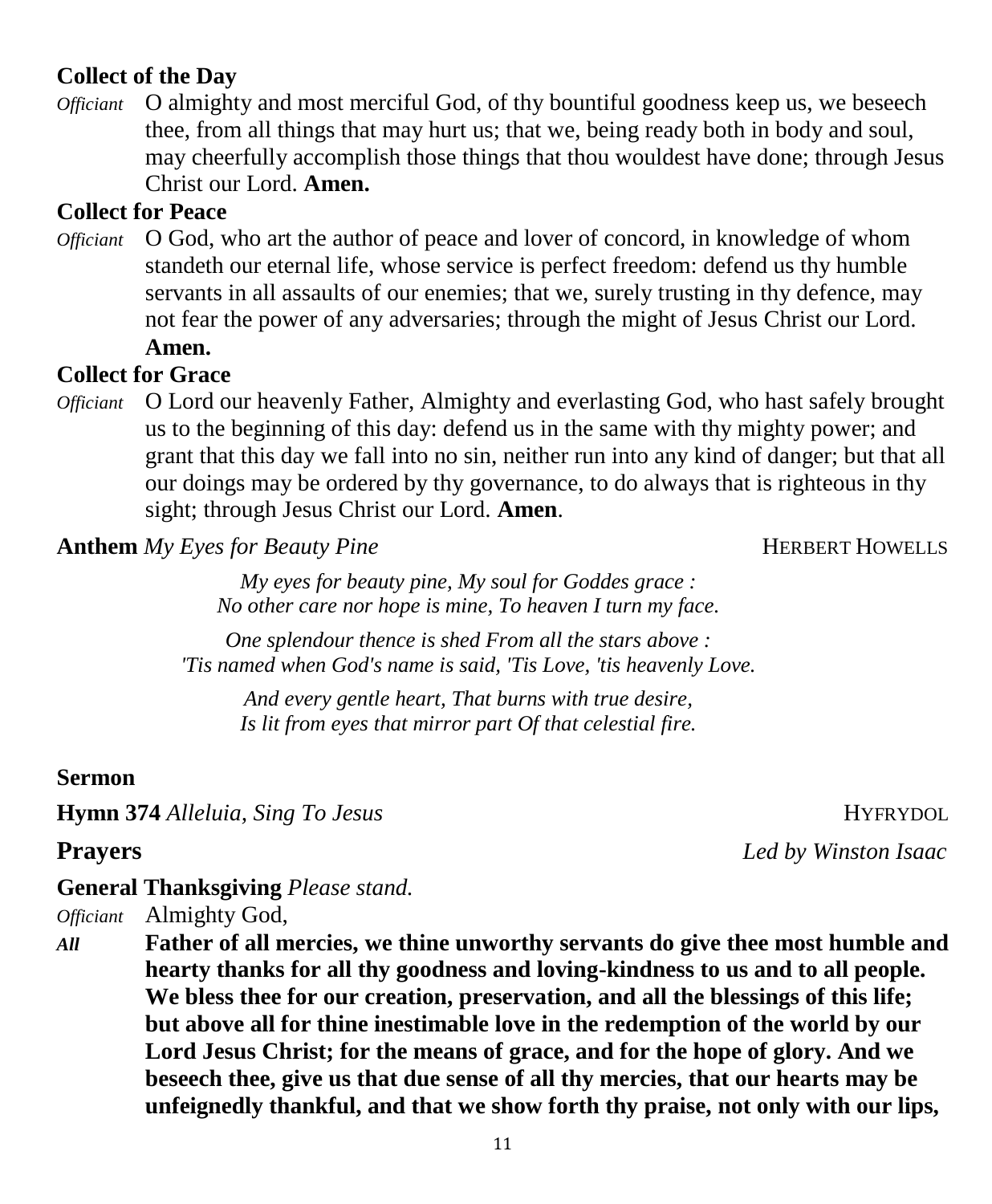**Collect of the Day**

*Officiant* O almighty and most merciful God, of thy bountiful goodness keep us, we beseech thee, from all things that may hurt us; that we, being ready both in body and soul, may cheerfully accomplish those things that thou wouldest have done; through Jesus Christ our Lord. **Amen.**

**Collect for Peace**

*Officiant* O God, who art the author of peace and lover of concord, in knowledge of whom standeth our eternal life, whose service is perfect freedom: defend us thy humble servants in all assaults of our enemies; that we, surely trusting in thy defence, may not fear the power of any adversaries; through the might of Jesus Christ our Lord. **Amen.**

**Collect for Grace**

*Officiant* O Lord our heavenly Father, Almighty and everlasting God, who hast safely brought us to the beginning of this day: defend us in the same with thy mighty power; and grant that this day we fall into no sin, neither run into any kind of danger; but that all our doings may be ordered by thy governance, to do always that is righteous in thy sight; through Jesus Christ our Lord. **Amen**.

**Anthem** *My Eyes for Beauty Pine* HERBERT HOWELLS

*My eyes for beauty pine, My soul for Goddes grace :*
*No other care nor hope is mine, To heaven I turn my face.*

*One splendour thence is shed From all the stars above :*
*'Tis named when God's name is said, 'Tis Love, 'tis heavenly Love.*

*And every gentle heart, That burns with true desire,*
*Is lit from eyes that mirror part Of that celestial fire.*

**Sermon**

**Hymn 374** *Alleluia, Sing To Jesus* HYFRYDOL

**Prayers** *Led by Winston Isaac*

**General Thanksgiving** *Please stand.*

*Officiant* Almighty God,

***All*** **Father of all mercies, we thine unworthy servants do give thee most humble and hearty thanks for all thy goodness and loving-kindness to us and to all people. We bless thee for our creation, preservation, and all the blessings of this life; but above all for thine inestimable love in the redemption of the world by our Lord Jesus Christ; for the means of grace, and for the hope of glory. And we beseech thee, give us that due sense of all thy mercies, that our hearts may be unfeignedly thankful, and that we show forth thy praise, not only with our lips,**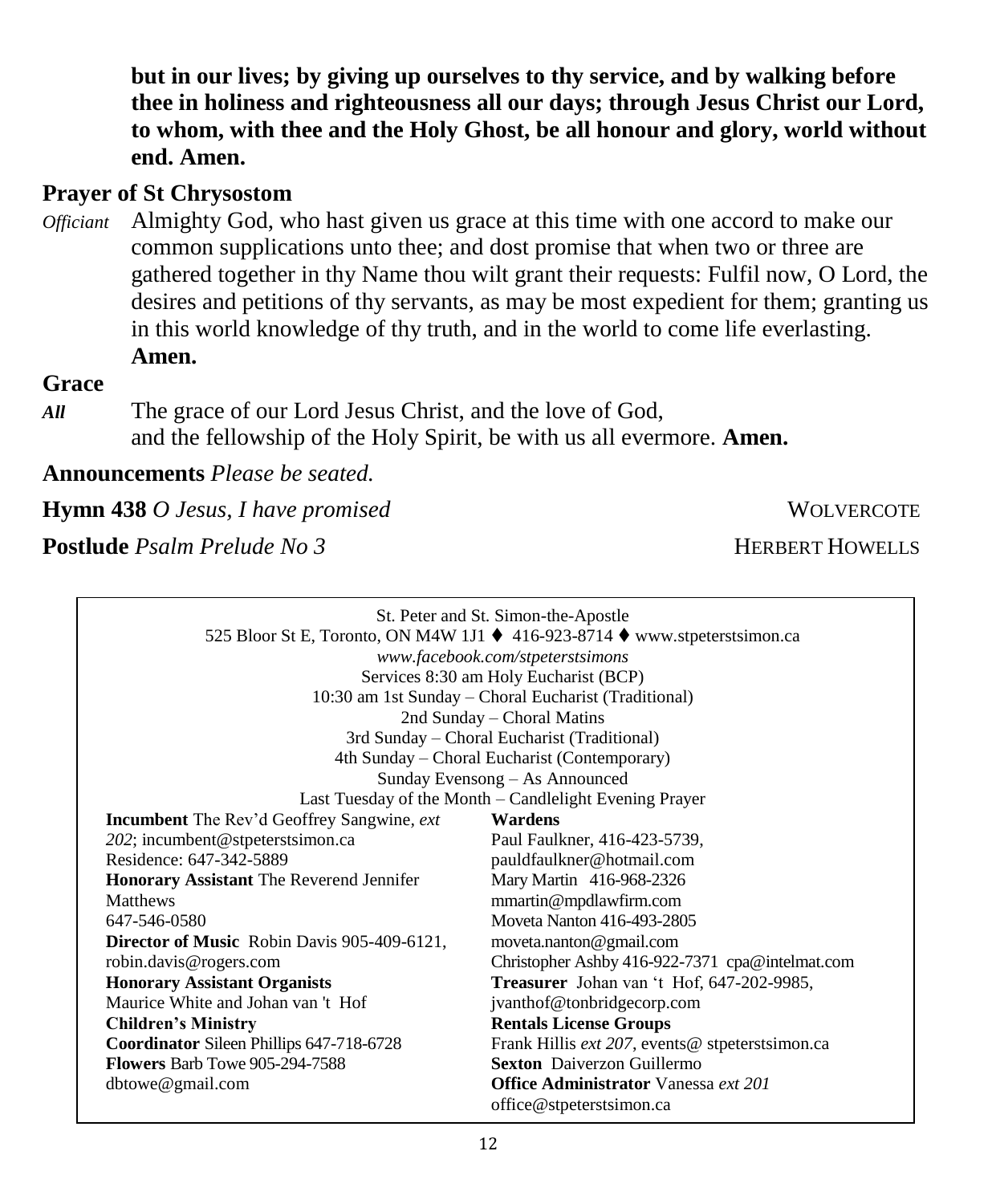**but in our lives; by giving up ourselves to thy service, and by walking before thee in holiness and righteousness all our days; through Jesus Christ our Lord, to whom, with thee and the Holy Ghost, be all honour and glory, world without end. Amen.**

## Prayer of St Chrysostom

*Officiant* Almighty God, who hast given us grace at this time with one accord to make our common supplications unto thee; and dost promise that when two or three are gathered together in thy Name thou wilt grant their requests: Fulfil now, O Lord, the desires and petitions of thy servants, as may be most expedient for them; granting us in this world knowledge of thy truth, and in the world to come life everlasting. **Amen.**

## Grace

***All*** The grace of our Lord Jesus Christ, and the love of God, and the fellowship of the Holy Spirit, be with us all evermore. **Amen.**

**Announcements** *Please be seated.*

**Hymn 438** *O Jesus, I have promised* WOLVERCOTE

**Postlude** *Psalm Prelude No 3* HERBERT HOWELLS

---

St. Peter and St. Simon-the-Apostle
525 Bloor St E, Toronto, ON M4W 1J1 ♦ 416-923-8714 ♦ www.stpeterstsimon.ca
*www.facebook.com/stpeterstsimons*
Services 8:30 am Holy Eucharist (BCP)
10:30 am 1st Sunday – Choral Eucharist (Traditional)
2nd Sunday – Choral Matins
3rd Sunday – Choral Eucharist (Traditional)
4th Sunday – Choral Eucharist (Contemporary)
Sunday Evensong – As Announced
Last Tuesday of the Month – Candlelight Evening Prayer

**Incumbent** The Rev'd Geoffrey Sangwine, *ext 202*; incumbent@stpeterstsimon.ca
Residence: 647-342-5889
**Honorary Assistant** The Reverend Jennifer Matthews
647-546-0580
**Director of Music** Robin Davis 905-409-6121, robin.davis@rogers.com
**Honorary Assistant Organists**
Maurice White and Johan van 't Hof
**Children's Ministry**
**Coordinator** Sileen Phillips 647-718-6728
**Flowers** Barb Towe 905-294-7588
dbtowe@gmail.com

**Wardens**
Paul Faulkner, 416-423-5739,
pauldfaulkner@hotmail.com
Mary Martin 416-968-2326
mmartin@mpdlawfirm.com
Moveta Nanton 416-493-2805
moveta.nanton@gmail.com
Christopher Ashby 416-922-7371 cpa@intelmat.com
**Treasurer** Johan van 't Hof, 647-202-9985,
jvanthof@tonbridgecorp.com
**Rentals License Groups**
Frank Hillis *ext 207*, events@ stpeterstsimon.ca
**Sexton** Daiverzon Guillermo
**Office Administrator** Vanessa *ext 201*
office@stpeterstsimon.ca